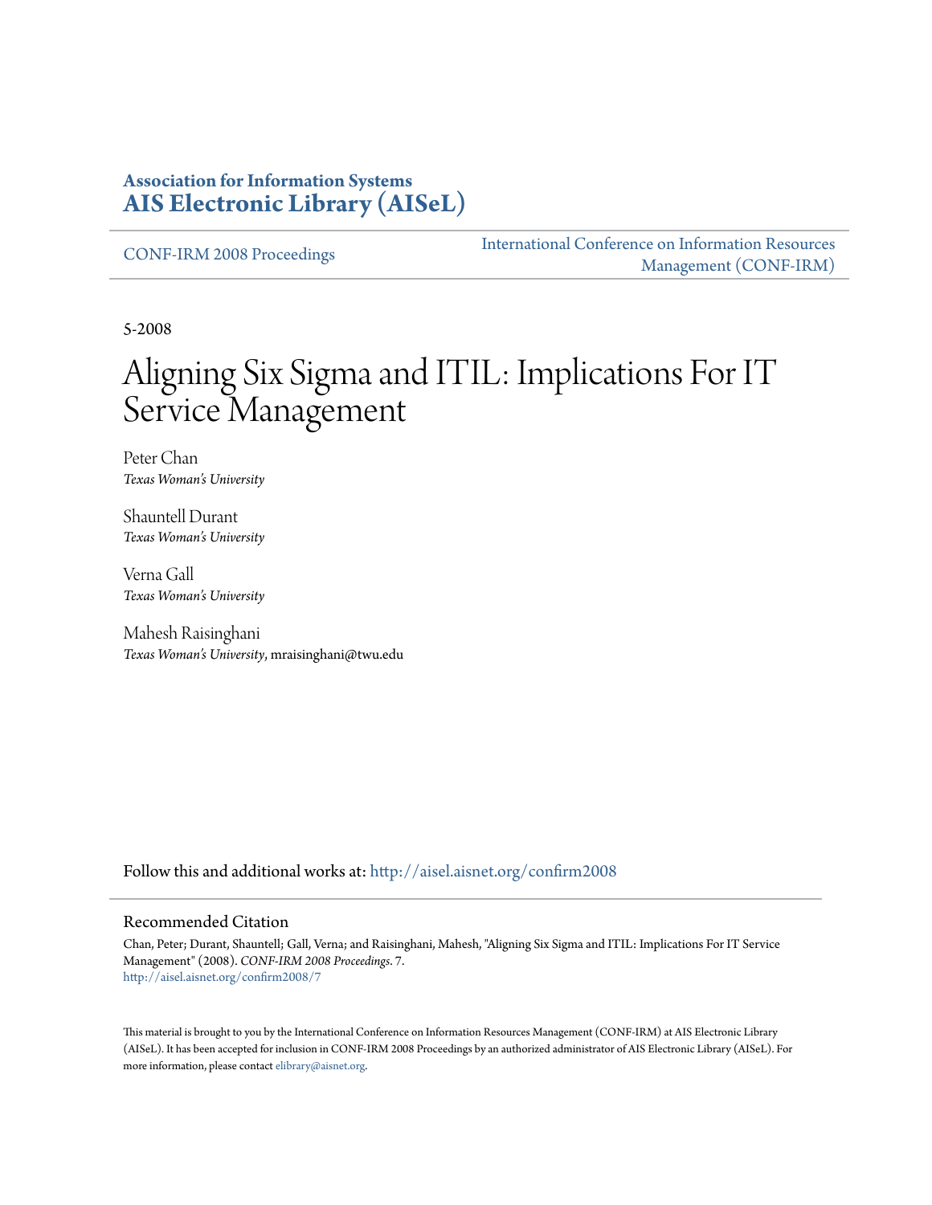**Association for Information Systems**
**AIS Electronic Library (AISeL)**

CONF-IRM 2008 Proceedings

International Conference on Information Resources Management (CONF-IRM)

5-2008

# Aligning Six Sigma and ITIL: Implications For IT Service Management

Peter Chan
*Texas Woman's University*

Shauntell Durant
*Texas Woman's University*

Verna Gall
*Texas Woman's University*

Mahesh Raisinghani
*Texas Woman's University*, mraisinghani@twu.edu

Follow this and additional works at: http://aisel.aisnet.org/confirm2008

## Recommended Citation

Chan, Peter; Durant, Shauntell; Gall, Verna; and Raisinghani, Mahesh, "Aligning Six Sigma and ITIL: Implications For IT Service Management" (2008). *CONF-IRM 2008 Proceedings*. 7.
http://aisel.aisnet.org/confirm2008/7

This material is brought to you by the International Conference on Information Resources Management (CONF-IRM) at AIS Electronic Library (AISeL). It has been accepted for inclusion in CONF-IRM 2008 Proceedings by an authorized administrator of AIS Electronic Library (AISeL). For more information, please contact elibrary@aisnet.org.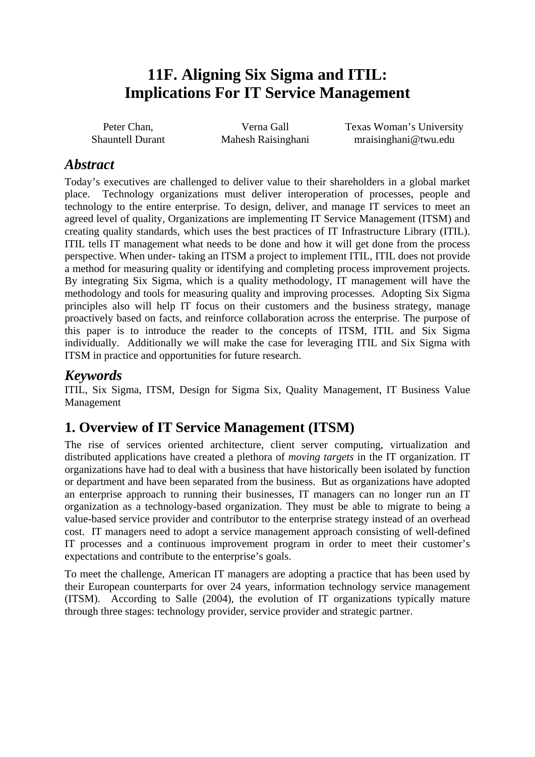# 11F. Aligning Six Sigma and ITIL: Implications For IT Service Management

Peter Chan, Shauntell Durant — Verna Gall, Mahesh Raisinghani — Texas Woman's University, mraisinghani@twu.edu

## *Abstract*

Today's executives are challenged to deliver value to their shareholders in a global market place. Technology organizations must deliver interoperation of processes, people and technology to the entire enterprise. To design, deliver, and manage IT services to meet an agreed level of quality, Organizations are implementing IT Service Management (ITSM) and creating quality standards, which uses the best practices of IT Infrastructure Library (ITIL). ITIL tells IT management what needs to be done and how it will get done from the process perspective. When under- taking an ITSM a project to implement ITIL, ITIL does not provide a method for measuring quality or identifying and completing process improvement projects. By integrating Six Sigma, which is a quality methodology, IT management will have the methodology and tools for measuring quality and improving processes. Adopting Six Sigma principles also will help IT focus on their customers and the business strategy, manage proactively based on facts, and reinforce collaboration across the enterprise. The purpose of this paper is to introduce the reader to the concepts of ITSM, ITIL and Six Sigma individually. Additionally we will make the case for leveraging ITIL and Six Sigma with ITSM in practice and opportunities for future research.

## *Keywords*

ITIL, Six Sigma, ITSM, Design for Sigma Six, Quality Management, IT Business Value Management

## 1. Overview of IT Service Management (ITSM)

The rise of services oriented architecture, client server computing, virtualization and distributed applications have created a plethora of *moving targets* in the IT organization. IT organizations have had to deal with a business that have historically been isolated by function or department and have been separated from the business. But as organizations have adopted an enterprise approach to running their businesses, IT managers can no longer run an IT organization as a technology-based organization. They must be able to migrate to being a value-based service provider and contributor to the enterprise strategy instead of an overhead cost. IT managers need to adopt a service management approach consisting of well-defined IT processes and a continuous improvement program in order to meet their customer's expectations and contribute to the enterprise's goals.

To meet the challenge, American IT managers are adopting a practice that has been used by their European counterparts for over 24 years, information technology service management (ITSM). According to Salle (2004), the evolution of IT organizations typically mature through three stages: technology provider, service provider and strategic partner.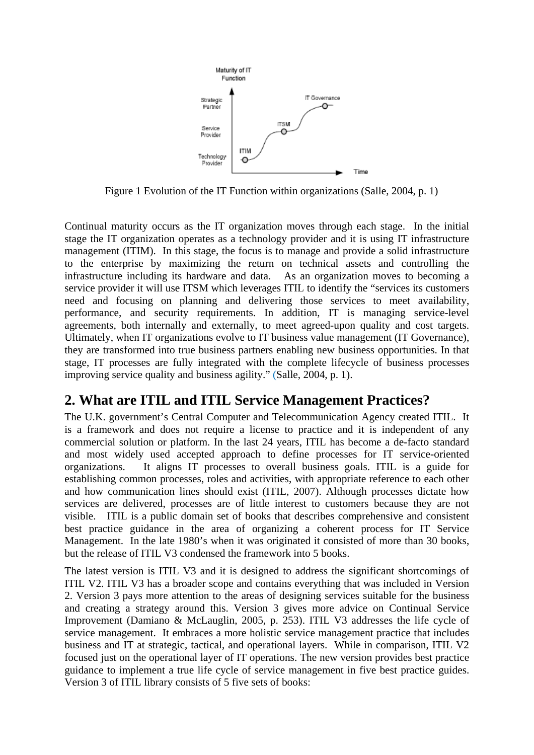Maturity of IT Function

Strategic Partner

Service Provider

Technology Provider

ITIM

ITSM

IT Governance

Time

Figure 1 Evolution of the IT Function within organizations (Salle, 2004, p. 1)

Continual maturity occurs as the IT organization moves through each stage. In the initial stage the IT organization operates as a technology provider and it is using IT infrastructure management (ITIM). In this stage, the focus is to manage and provide a solid infrastructure to the enterprise by maximizing the return on technical assets and controlling the infrastructure including its hardware and data. As an organization moves to becoming a service provider it will use ITSM which leverages ITIL to identify the "services its customers need and focusing on planning and delivering those services to meet availability, performance, and security requirements. In addition, IT is managing service-level agreements, both internally and externally, to meet agreed-upon quality and cost targets. Ultimately, when IT organizations evolve to IT business value management (IT Governance), they are transformed into true business partners enabling new business opportunities. In that stage, IT processes are fully integrated with the complete lifecycle of business processes improving service quality and business agility." (Salle, 2004, p. 1).

## 2. What are ITIL and ITIL Service Management Practices?

The U.K. government's Central Computer and Telecommunication Agency created ITIL. It is a framework and does not require a license to practice and it is independent of any commercial solution or platform. In the last 24 years, ITIL has become a de-facto standard and most widely used accepted approach to define processes for IT service-oriented organizations. It aligns IT processes to overall business goals. ITIL is a guide for establishing common processes, roles and activities, with appropriate reference to each other and how communication lines should exist (ITIL, 2007). Although processes dictate how services are delivered, processes are of little interest to customers because they are not visible. ITIL is a public domain set of books that describes comprehensive and consistent best practice guidance in the area of organizing a coherent process for IT Service Management. In the late 1980's when it was originated it consisted of more than 30 books, but the release of ITIL V3 condensed the framework into 5 books.

The latest version is ITIL V3 and it is designed to address the significant shortcomings of ITIL V2. ITIL V3 has a broader scope and contains everything that was included in Version 2. Version 3 pays more attention to the areas of designing services suitable for the business and creating a strategy around this. Version 3 gives more advice on Continual Service Improvement (Damiano & McLauglin, 2005, p. 253). ITIL V3 addresses the life cycle of service management. It embraces a more holistic service management practice that includes business and IT at strategic, tactical, and operational layers. While in comparison, ITIL V2 focused just on the operational layer of IT operations. The new version provides best practice guidance to implement a true life cycle of service management in five best practice guides. Version 3 of ITIL library consists of 5 five sets of books: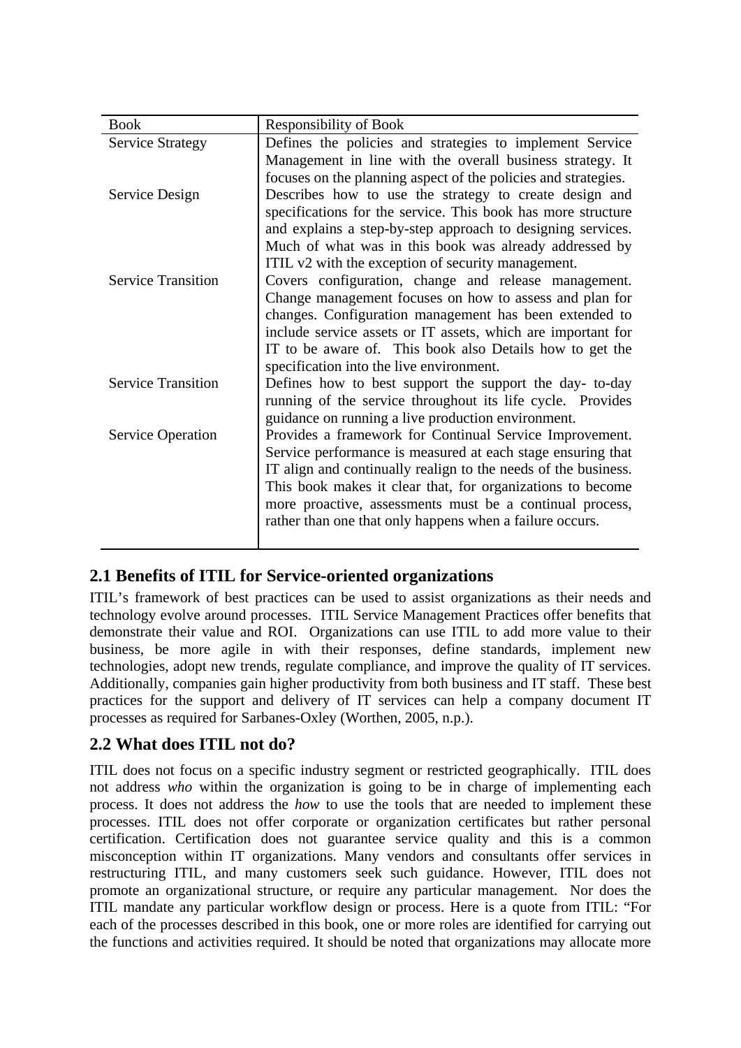| Book | Responsibility of Book |
| --- | --- |
| Service Strategy | Defines the policies and strategies to implement Service Management in line with the overall business strategy. It focuses on the planning aspect of the policies and strategies. |
| Service Design | Describes how to use the strategy to create design and specifications for the service. This book has more structure and explains a step-by-step approach to designing services. Much of what was in this book was already addressed by ITIL v2 with the exception of security management. |
| Service Transition | Covers configuration, change and release management. Change management focuses on how to assess and plan for changes. Configuration management has been extended to include service assets or IT assets, which are important for IT to be aware of. This book also Details how to get the specification into the live environment. |
| Service Transition | Defines how to best support the support the day- to-day running of the service throughout its life cycle. Provides guidance on running a live production environment. |
| Service Operation | Provides a framework for Continual Service Improvement. Service performance is measured at each stage ensuring that IT align and continually realign to the needs of the business. This book makes it clear that, for organizations to become more proactive, assessments must be a continual process, rather than one that only happens when a failure occurs. |

## 2.1 Benefits of ITIL for Service-oriented organizations

ITIL's framework of best practices can be used to assist organizations as their needs and technology evolve around processes. ITIL Service Management Practices offer benefits that demonstrate their value and ROI. Organizations can use ITIL to add more value to their business, be more agile in with their responses, define standards, implement new technologies, adopt new trends, regulate compliance, and improve the quality of IT services. Additionally, companies gain higher productivity from both business and IT staff. These best practices for the support and delivery of IT services can help a company document IT processes as required for Sarbanes-Oxley (Worthen, 2005, n.p.).

## 2.2 What does ITIL not do?

ITIL does not focus on a specific industry segment or restricted geographically. ITIL does not address *who* within the organization is going to be in charge of implementing each process. It does not address the *how* to use the tools that are needed to implement these processes. ITIL does not offer corporate or organization certificates but rather personal certification. Certification does not guarantee service quality and this is a common misconception within IT organizations. Many vendors and consultants offer services in restructuring ITIL, and many customers seek such guidance. However, ITIL does not promote an organizational structure, or require any particular management. Nor does the ITIL mandate any particular workflow design or process. Here is a quote from ITIL: "For each of the processes described in this book, one or more roles are identified for carrying out the functions and activities required. It should be noted that organizations may allocate more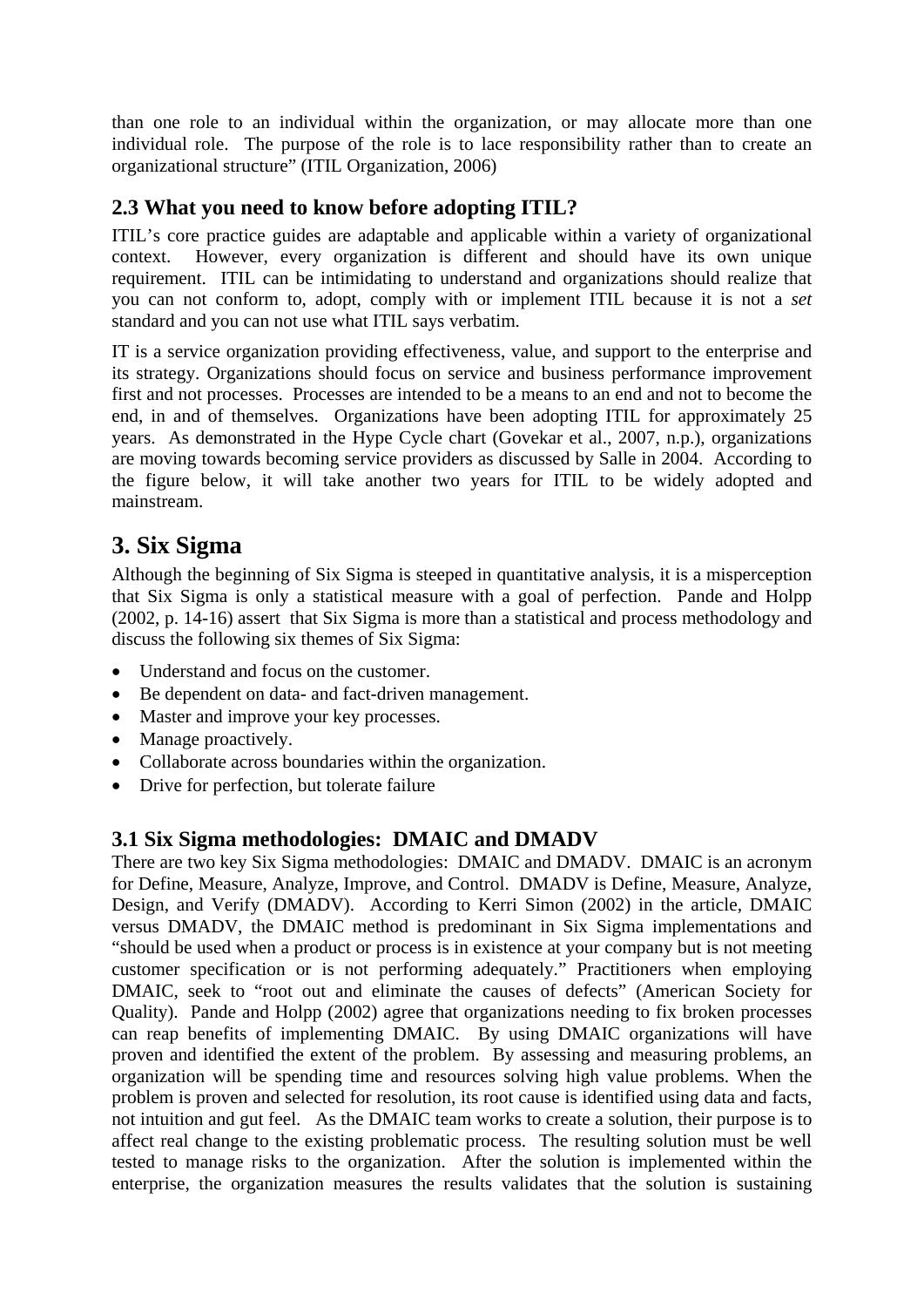than one role to an individual within the organization, or may allocate more than one individual role. The purpose of the role is to lace responsibility rather than to create an organizational structure" (ITIL Organization, 2006)

### 2.3 What you need to know before adopting ITIL?

ITIL's core practice guides are adaptable and applicable within a variety of organizational context. However, every organization is different and should have its own unique requirement. ITIL can be intimidating to understand and organizations should realize that you can not conform to, adopt, comply with or implement ITIL because it is not a *set* standard and you can not use what ITIL says verbatim.

IT is a service organization providing effectiveness, value, and support to the enterprise and its strategy. Organizations should focus on service and business performance improvement first and not processes. Processes are intended to be a means to an end and not to become the end, in and of themselves. Organizations have been adopting ITIL for approximately 25 years. As demonstrated in the Hype Cycle chart (Govekar et al., 2007, n.p.), organizations are moving towards becoming service providers as discussed by Salle in 2004. According to the figure below, it will take another two years for ITIL to be widely adopted and mainstream.

## 3. Six Sigma

Although the beginning of Six Sigma is steeped in quantitative analysis, it is a misperception that Six Sigma is only a statistical measure with a goal of perfection. Pande and Holpp (2002, p. 14-16) assert that Six Sigma is more than a statistical and process methodology and discuss the following six themes of Six Sigma:

- Understand and focus on the customer.
- Be dependent on data- and fact-driven management.
- Master and improve your key processes.
- Manage proactively.
- Collaborate across boundaries within the organization.
- Drive for perfection, but tolerate failure

### 3.1 Six Sigma methodologies: DMAIC and DMADV

There are two key Six Sigma methodologies: DMAIC and DMADV. DMAIC is an acronym for Define, Measure, Analyze, Improve, and Control. DMADV is Define, Measure, Analyze, Design, and Verify (DMADV). According to Kerri Simon (2002) in the article, DMAIC versus DMADV, the DMAIC method is predominant in Six Sigma implementations and "should be used when a product or process is in existence at your company but is not meeting customer specification or is not performing adequately." Practitioners when employing DMAIC, seek to "root out and eliminate the causes of defects" (American Society for Quality). Pande and Holpp (2002) agree that organizations needing to fix broken processes can reap benefits of implementing DMAIC. By using DMAIC organizations will have proven and identified the extent of the problem. By assessing and measuring problems, an organization will be spending time and resources solving high value problems. When the problem is proven and selected for resolution, its root cause is identified using data and facts, not intuition and gut feel. As the DMAIC team works to create a solution, their purpose is to affect real change to the existing problematic process. The resulting solution must be well tested to manage risks to the organization. After the solution is implemented within the enterprise, the organization measures the results validates that the solution is sustaining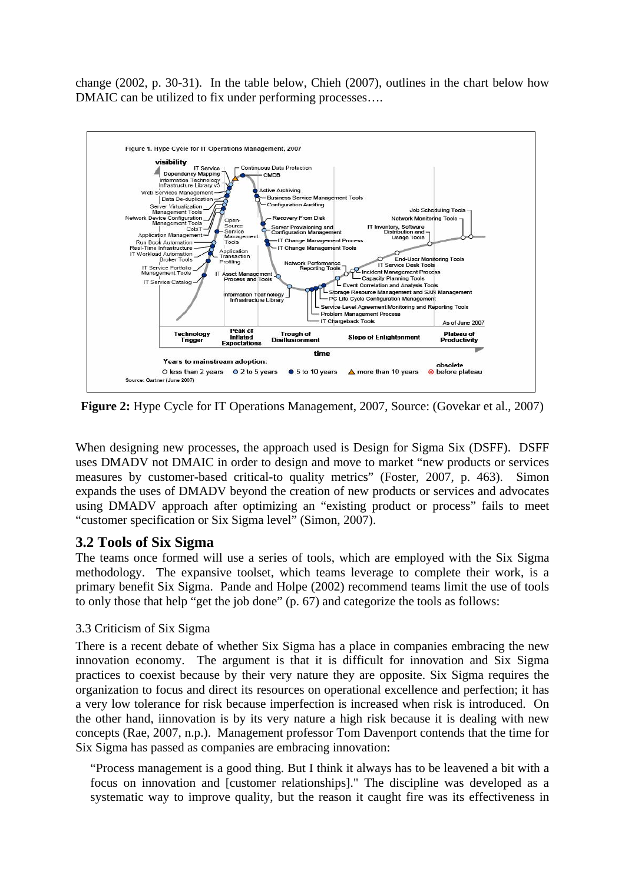change (2002, p. 30-31). In the table below, Chieh (2007), outlines in the chart below how DMAIC can be utilized to fix under performing processes….

**Figure 2:** Hype Cycle for IT Operations Management, 2007, Source: (Govekar et al., 2007)

When designing new processes, the approach used is Design for Sigma Six (DSFF). DSFF uses DMADV not DMAIC in order to design and move to market "new products or services measures by customer-based critical-to quality metrics" (Foster, 2007, p. 463). Simon expands the uses of DMADV beyond the creation of new products or services and advocates using DMADV approach after optimizing an "existing product or process" fails to meet "customer specification or Six Sigma level" (Simon, 2007).

## 3.2 Tools of Six Sigma

The teams once formed will use a series of tools, which are employed with the Six Sigma methodology. The expansive toolset, which teams leverage to complete their work, is a primary benefit Six Sigma. Pande and Holpe (2002) recommend teams limit the use of tools to only those that help "get the job done" (p. 67) and categorize the tools as follows:

### 3.3 Criticism of Six Sigma

There is a recent debate of whether Six Sigma has a place in companies embracing the new innovation economy. The argument is that it is difficult for innovation and Six Sigma practices to coexist because by their very nature they are opposite. Six Sigma requires the organization to focus and direct its resources on operational excellence and perfection; it has a very low tolerance for risk because imperfection is increased when risk is introduced. On the other hand, iinnovation is by its very nature a high risk because it is dealing with new concepts (Rae, 2007, n.p.). Management professor Tom Davenport contends that the time for Six Sigma has passed as companies are embracing innovation:

> "Process management is a good thing. But I think it always has to be leavened a bit with a focus on innovation and [customer relationships]." The discipline was developed as a systematic way to improve quality, but the reason it caught fire was its effectiveness in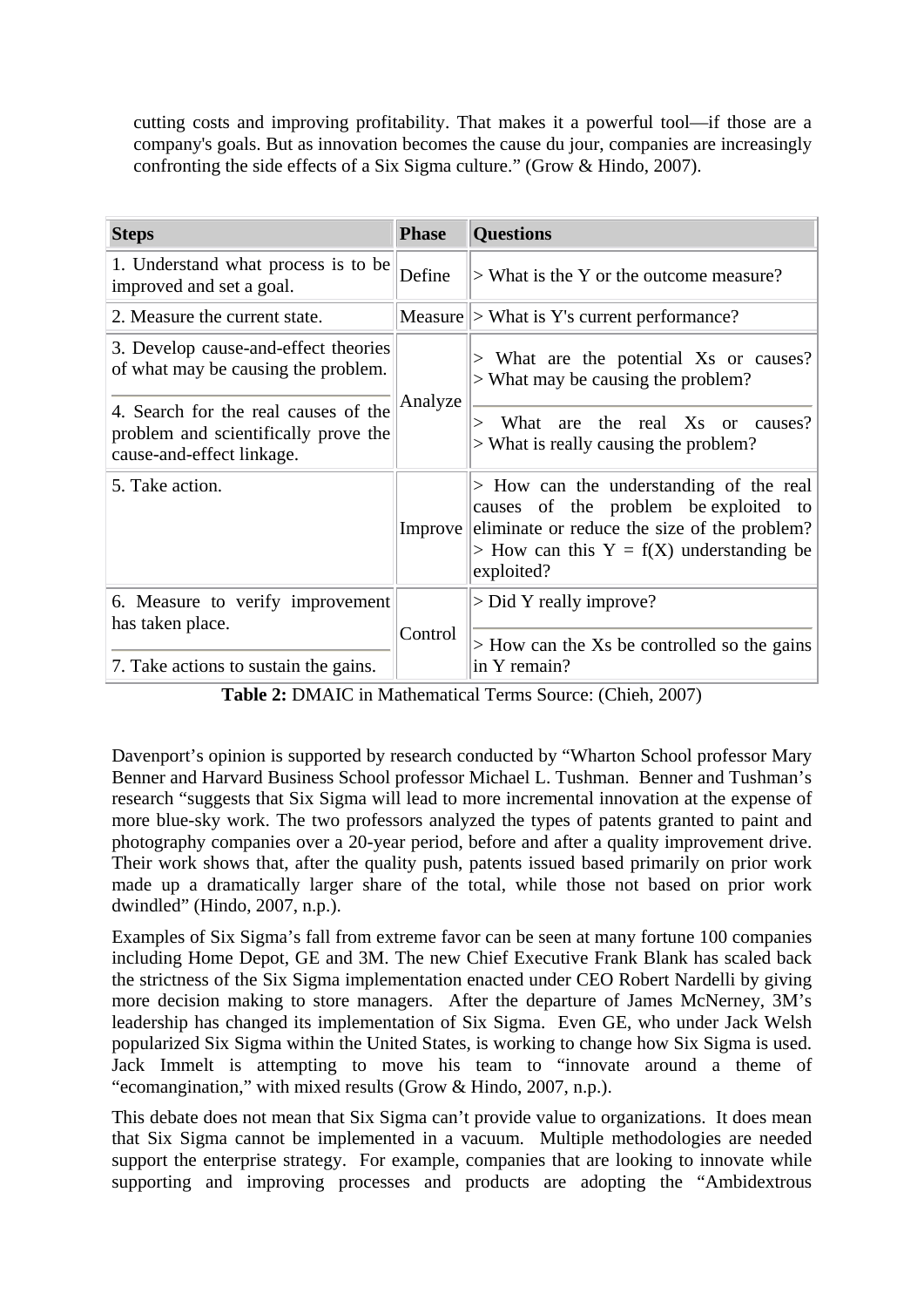cutting costs and improving profitability. That makes it a powerful tool—if those are a company's goals. But as innovation becomes the cause du jour, companies are increasingly confronting the side effects of a Six Sigma culture." (Grow & Hindo, 2007).

| Steps | Phase | Questions |
|---|---|---|
| 1. Understand what process is to be improved and set a goal. | Define | > What is the Y or the outcome measure? |
| 2. Measure the current state. | Measure | > What is Y's current performance? |
| 3. Develop cause-and-effect theories of what may be causing the problem. | Analyze | > What are the potential Xs or causes? > What may be causing the problem? |
| 4. Search for the real causes of the problem and scientifically prove the cause-and-effect linkage. | | > What are the real Xs or causes? > What is really causing the problem? |
| 5. Take action. | Improve | > How can the understanding of the real causes of the problem be exploited to eliminate or reduce the size of the problem? > How can this Y = f(X) understanding be exploited? |
| 6. Measure to verify improvement has taken place. | Control | > Did Y really improve? |
| 7. Take actions to sustain the gains. | | > How can the Xs be controlled so the gains in Y remain? |

**Table 2:** DMAIC in Mathematical Terms Source: (Chieh, 2007)

Davenport's opinion is supported by research conducted by "Wharton School professor Mary Benner and Harvard Business School professor Michael L. Tushman. Benner and Tushman's research "suggests that Six Sigma will lead to more incremental innovation at the expense of more blue-sky work. The two professors analyzed the types of patents granted to paint and photography companies over a 20-year period, before and after a quality improvement drive. Their work shows that, after the quality push, patents issued based primarily on prior work made up a dramatically larger share of the total, while those not based on prior work dwindled" (Hindo, 2007, n.p.).

Examples of Six Sigma's fall from extreme favor can be seen at many fortune 100 companies including Home Depot, GE and 3M. The new Chief Executive Frank Blank has scaled back the strictness of the Six Sigma implementation enacted under CEO Robert Nardelli by giving more decision making to store managers. After the departure of James McNerney, 3M's leadership has changed its implementation of Six Sigma. Even GE, who under Jack Welsh popularized Six Sigma within the United States, is working to change how Six Sigma is used. Jack Immelt is attempting to move his team to "innovate around a theme of "ecomangination," with mixed results (Grow & Hindo, 2007, n.p.).

This debate does not mean that Six Sigma can't provide value to organizations. It does mean that Six Sigma cannot be implemented in a vacuum. Multiple methodologies are needed support the enterprise strategy. For example, companies that are looking to innovate while supporting and improving processes and products are adopting the "Ambidextrous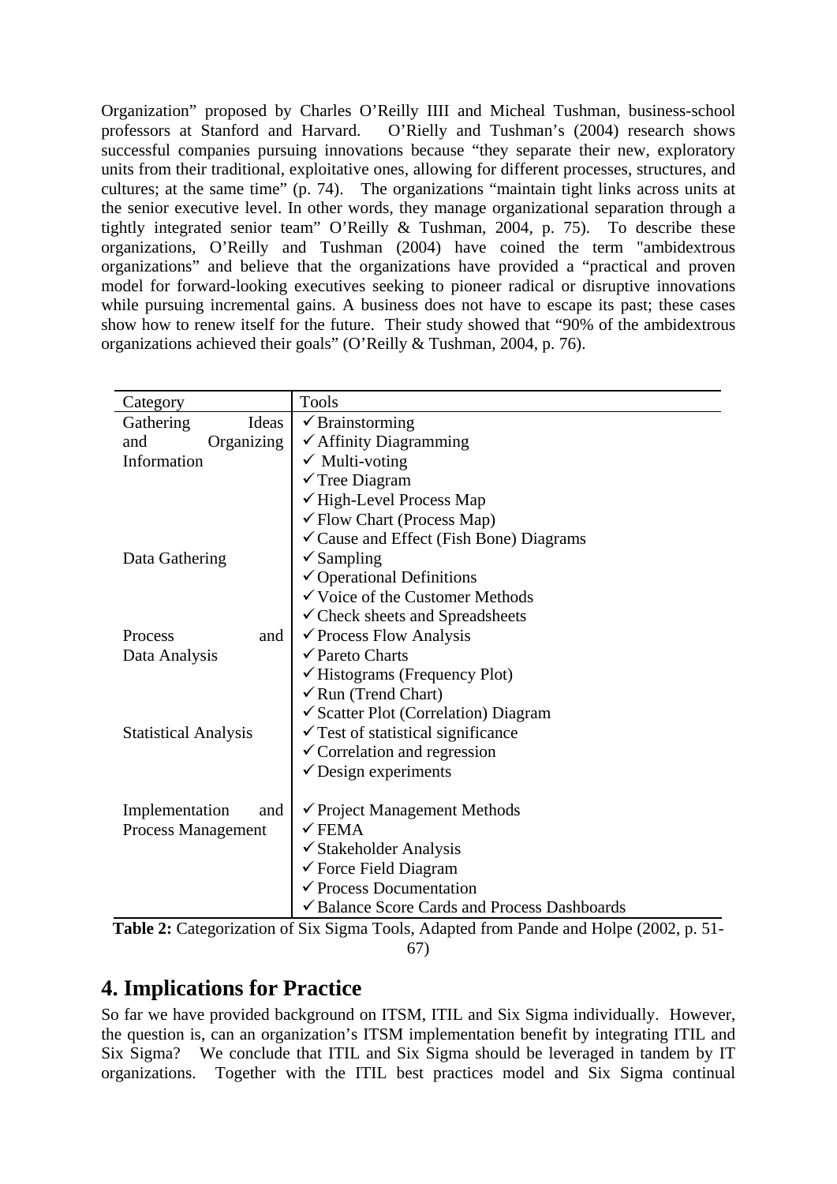Organization" proposed by Charles O'Reilly IIII and Micheal Tushman, business-school professors at Stanford and Harvard. O'Rielly and Tushman's (2004) research shows successful companies pursuing innovations because "they separate their new, exploratory units from their traditional, exploitative ones, allowing for different processes, structures, and cultures; at the same time" (p. 74). The organizations "maintain tight links across units at the senior executive level. In other words, they manage organizational separation through a tightly integrated senior team" O'Reilly & Tushman, 2004, p. 75). To describe these organizations, O'Reilly and Tushman (2004) have coined the term "ambidextrous organizations" and believe that the organizations have provided a "practical and proven model for forward-looking executives seeking to pioneer radical or disruptive innovations while pursuing incremental gains. A business does not have to escape its past; these cases show how to renew itself for the future. Their study showed that "90% of the ambidextrous organizations achieved their goals" (O'Reilly & Tushman, 2004, p. 76).

| Category | Tools |
|---|---|
| Gathering Ideas and Organizing Information | ✓ Brainstorming<br>✓ Affinity Diagramming<br>✓ Multi-voting<br>✓ Tree Diagram<br>✓ High-Level Process Map<br>✓ Flow Chart (Process Map)<br>✓ Cause and Effect (Fish Bone) Diagrams |
| Data Gathering | ✓ Sampling<br>✓ Operational Definitions<br>✓ Voice of the Customer Methods<br>✓ Check sheets and Spreadsheets |
| Process and Data Analysis | ✓ Process Flow Analysis<br>✓ Pareto Charts<br>✓ Histograms (Frequency Plot)<br>✓ Run (Trend Chart)<br>✓ Scatter Plot (Correlation) Diagram |
| Statistical Analysis | ✓ Test of statistical significance<br>✓ Correlation and regression<br>✓ Design experiments |
| Implementation and Process Management | ✓ Project Management Methods<br>✓ FEMA<br>✓ Stakeholder Analysis<br>✓ Force Field Diagram<br>✓ Process Documentation<br>✓ Balance Score Cards and Process Dashboards |

**Table 2:** Categorization of Six Sigma Tools, Adapted from Pande and Holpe (2002, p. 51-67)

## 4. Implications for Practice

So far we have provided background on ITSM, ITIL and Six Sigma individually. However, the question is, can an organization's ITSM implementation benefit by integrating ITIL and Six Sigma? We conclude that ITIL and Six Sigma should be leveraged in tandem by IT organizations. Together with the ITIL best practices model and Six Sigma continual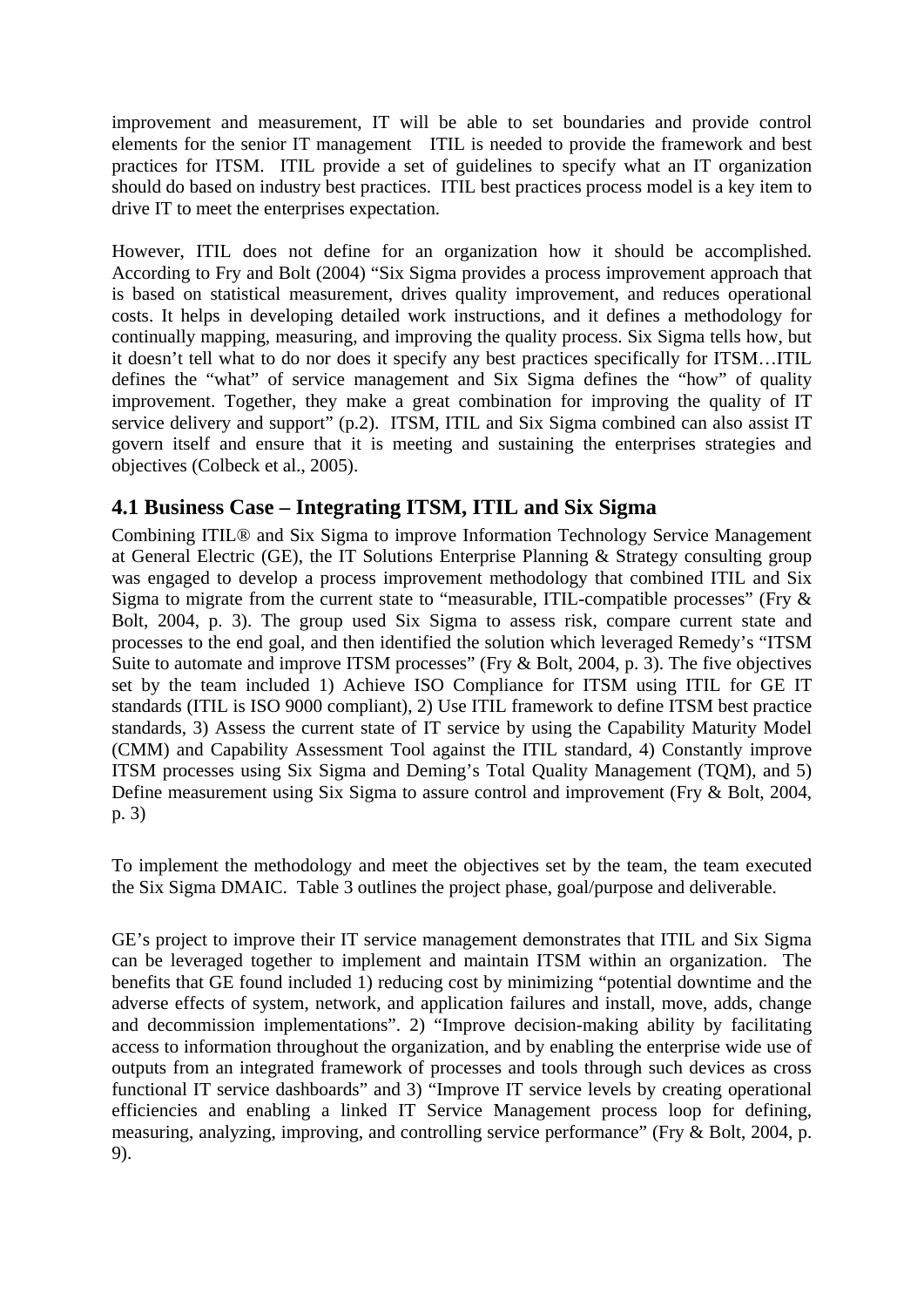improvement and measurement, IT will be able to set boundaries and provide control elements for the senior IT management   ITIL is needed to provide the framework and best practices for ITSM.  ITIL provide a set of guidelines to specify what an IT organization should do based on industry best practices.  ITIL best practices process model is a key item to drive IT to meet the enterprises expectation.

However, ITIL does not define for an organization how it should be accomplished. According to Fry and Bolt (2004) "Six Sigma provides a process improvement approach that is based on statistical measurement, drives quality improvement, and reduces operational costs. It helps in developing detailed work instructions, and it defines a methodology for continually mapping, measuring, and improving the quality process. Six Sigma tells how, but it doesn't tell what to do nor does it specify any best practices specifically for ITSM…ITIL defines the "what" of service management and Six Sigma defines the "how" of quality improvement. Together, they make a great combination for improving the quality of IT service delivery and support" (p.2).  ITSM, ITIL and Six Sigma combined can also assist IT govern itself and ensure that it is meeting and sustaining the enterprises strategies and objectives (Colbeck et al., 2005).

## 4.1 Business Case – Integrating ITSM, ITIL and Six Sigma

Combining ITIL® and Six Sigma to improve Information Technology Service Management at General Electric (GE), the IT Solutions Enterprise Planning & Strategy consulting group was engaged to develop a process improvement methodology that combined ITIL and Six Sigma to migrate from the current state to "measurable, ITIL-compatible processes" (Fry & Bolt, 2004, p. 3). The group used Six Sigma to assess risk, compare current state and processes to the end goal, and then identified the solution which leveraged Remedy's "ITSM Suite to automate and improve ITSM processes" (Fry & Bolt, 2004, p. 3). The five objectives set by the team included 1) Achieve ISO Compliance for ITSM using ITIL for GE IT standards (ITIL is ISO 9000 compliant), 2) Use ITIL framework to define ITSM best practice standards, 3) Assess the current state of IT service by using the Capability Maturity Model (CMM) and Capability Assessment Tool against the ITIL standard, 4) Constantly improve ITSM processes using Six Sigma and Deming's Total Quality Management (TQM), and 5) Define measurement using Six Sigma to assure control and improvement (Fry & Bolt, 2004, p. 3)

To implement the methodology and meet the objectives set by the team, the team executed the Six Sigma DMAIC.  Table 3 outlines the project phase, goal/purpose and deliverable.

GE's project to improve their IT service management demonstrates that ITIL and Six Sigma can be leveraged together to implement and maintain ITSM within an organization.  The benefits that GE found included 1) reducing cost by minimizing "potential downtime and the adverse effects of system, network, and application failures and install, move, adds, change and decommission implementations". 2) "Improve decision-making ability by facilitating access to information throughout the organization, and by enabling the enterprise wide use of outputs from an integrated framework of processes and tools through such devices as cross functional IT service dashboards" and 3) "Improve IT service levels by creating operational efficiencies and enabling a linked IT Service Management process loop for defining, measuring, analyzing, improving, and controlling service performance" (Fry & Bolt, 2004, p. 9).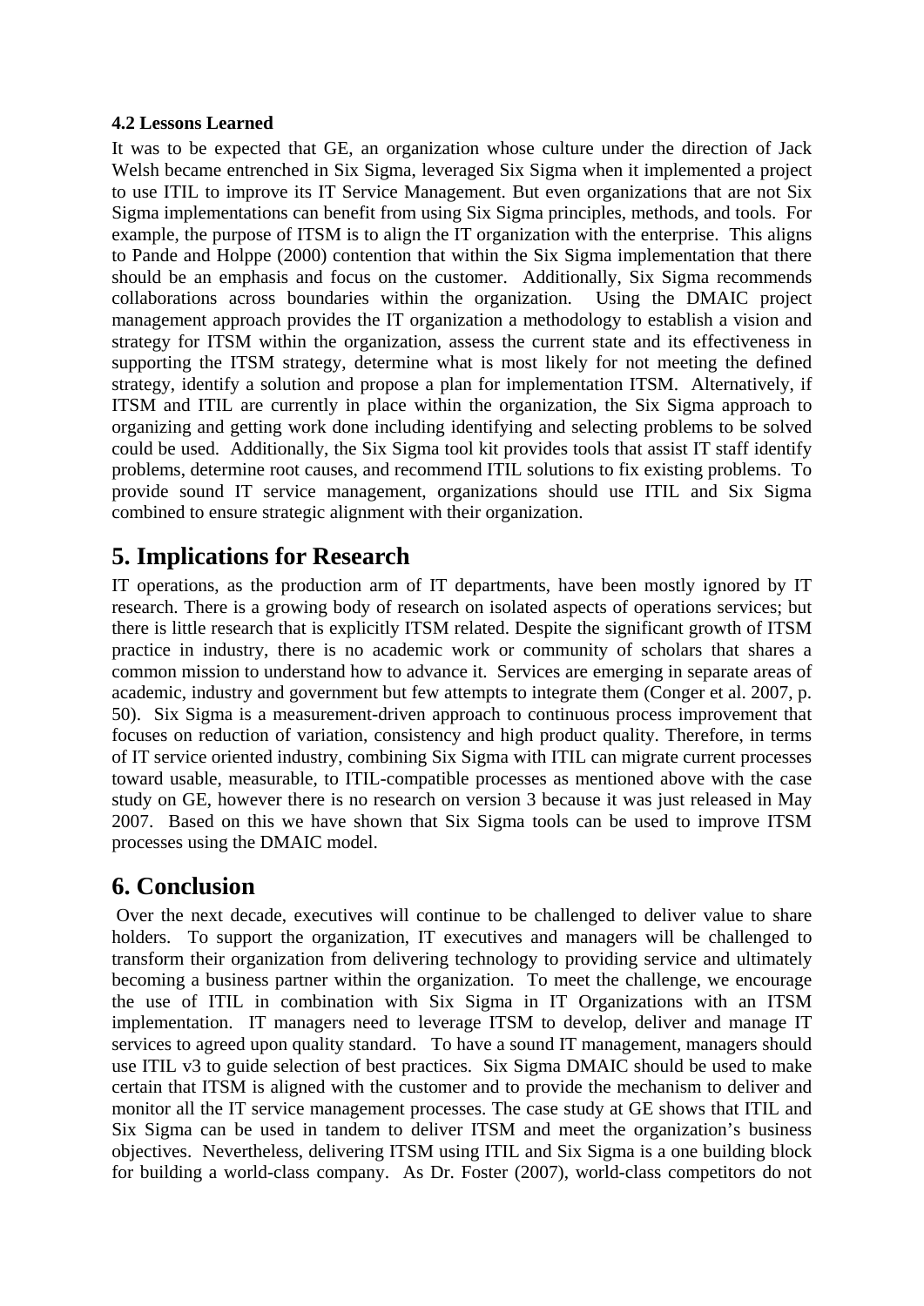### 4.2 Lessons Learned

It was to be expected that GE, an organization whose culture under the direction of Jack Welsh became entrenched in Six Sigma, leveraged Six Sigma when it implemented a project to use ITIL to improve its IT Service Management. But even organizations that are not Six Sigma implementations can benefit from using Six Sigma principles, methods, and tools. For example, the purpose of ITSM is to align the IT organization with the enterprise. This aligns to Pande and Holppe (2000) contention that within the Six Sigma implementation that there should be an emphasis and focus on the customer. Additionally, Six Sigma recommends collaborations across boundaries within the organization. Using the DMAIC project management approach provides the IT organization a methodology to establish a vision and strategy for ITSM within the organization, assess the current state and its effectiveness in supporting the ITSM strategy, determine what is most likely for not meeting the defined strategy, identify a solution and propose a plan for implementation ITSM. Alternatively, if ITSM and ITIL are currently in place within the organization, the Six Sigma approach to organizing and getting work done including identifying and selecting problems to be solved could be used. Additionally, the Six Sigma tool kit provides tools that assist IT staff identify problems, determine root causes, and recommend ITIL solutions to fix existing problems. To provide sound IT service management, organizations should use ITIL and Six Sigma combined to ensure strategic alignment with their organization.

## 5. Implications for Research

IT operations, as the production arm of IT departments, have been mostly ignored by IT research. There is a growing body of research on isolated aspects of operations services; but there is little research that is explicitly ITSM related. Despite the significant growth of ITSM practice in industry, there is no academic work or community of scholars that shares a common mission to understand how to advance it. Services are emerging in separate areas of academic, industry and government but few attempts to integrate them (Conger et al. 2007, p. 50). Six Sigma is a measurement-driven approach to continuous process improvement that focuses on reduction of variation, consistency and high product quality. Therefore, in terms of IT service oriented industry, combining Six Sigma with ITIL can migrate current processes toward usable, measurable, to ITIL-compatible processes as mentioned above with the case study on GE, however there is no research on version 3 because it was just released in May 2007. Based on this we have shown that Six Sigma tools can be used to improve ITSM processes using the DMAIC model.

## 6. Conclusion

Over the next decade, executives will continue to be challenged to deliver value to share holders. To support the organization, IT executives and managers will be challenged to transform their organization from delivering technology to providing service and ultimately becoming a business partner within the organization. To meet the challenge, we encourage the use of ITIL in combination with Six Sigma in IT Organizations with an ITSM implementation. IT managers need to leverage ITSM to develop, deliver and manage IT services to agreed upon quality standard. To have a sound IT management, managers should use ITIL v3 to guide selection of best practices. Six Sigma DMAIC should be used to make certain that ITSM is aligned with the customer and to provide the mechanism to deliver and monitor all the IT service management processes. The case study at GE shows that ITIL and Six Sigma can be used in tandem to deliver ITSM and meet the organization's business objectives. Nevertheless, delivering ITSM using ITIL and Six Sigma is a one building block for building a world-class company. As Dr. Foster (2007), world-class competitors do not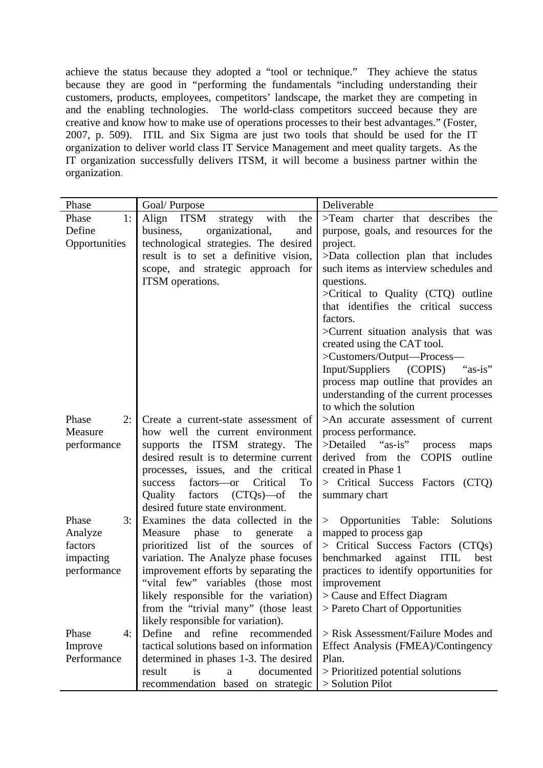achieve the status because they adopted a "tool or technique." They achieve the status because they are good in "performing the fundamentals "including understanding their customers, products, employees, competitors' landscape, the market they are competing in and the enabling technologies. The world-class competitors succeed because they are creative and know how to make use of operations processes to their best advantages." (Foster, 2007, p. 509). ITIL and Six Sigma are just two tools that should be used for the IT organization to deliver world class IT Service Management and meet quality targets. As the IT organization successfully delivers ITSM, it will become a business partner within the organization.

| Phase | Goal/ Purpose | Deliverable |
|---|---|---|
| Phase 1: Define Opportunities | Align ITSM strategy with the business, organizational, and technological strategies. The desired result is to set a definitive vision, scope, and strategic approach for ITSM operations. | >Team charter that describes the purpose, goals, and resources for the project.<br>>Data collection plan that includes such items as interview schedules and questions.<br>>Critical to Quality (CTQ) outline that identifies the critical success factors.<br>>Current situation analysis that was created using the CAT tool.<br>>Customers/Output—Process—Input/Suppliers (COPIS) "as-is" process map outline that provides an understanding of the current processes to which the solution |
| Phase 2: Measure performance | Create a current-state assessment of how well the current environment supports the ITSM strategy. The desired result is to determine current processes, issues, and the critical success factors—or Critical To Quality factors (CTQs)—of the desired future state environment. | >An accurate assessment of current process performance.<br>>Detailed "as-is" process maps derived from the COPIS outline created in Phase 1<br>> Critical Success Factors (CTQ) summary chart |
| Phase 3: Analyze factors impacting performance | Examines the data collected in the Measure phase to generate a prioritized list of the sources of variation. The Analyze phase focuses improvement efforts by separating the "vital few" variables (those most likely responsible for the variation) from the "trivial many" (those least likely responsible for variation). | > Opportunities Table: Solutions mapped to process gap<br>> Critical Success Factors (CTQs) benchmarked against ITIL best practices to identify opportunities for improvement<br>> Cause and Effect Diagram<br>> Pareto Chart of Opportunities |
| Phase 4: Improve Performance | Define and refine recommended tactical solutions based on information determined in phases 1-3. The desired result is a documented recommendation based on strategic | > Risk Assessment/Failure Modes and Effect Analysis (FMEA)/Contingency Plan.<br>> Prioritized potential solutions<br>> Solution Pilot |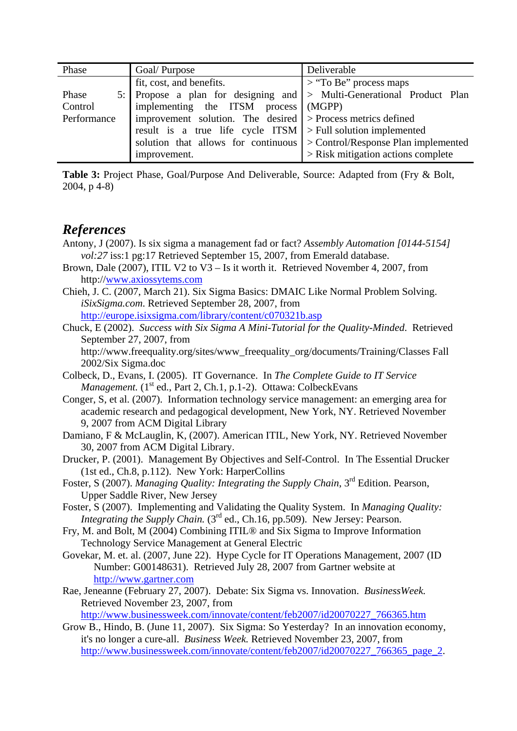| Phase | Goal/ Purpose | Deliverable |
|---|---|---|
| | fit, cost, and benefits. | > "To Be" process maps |
| Phase 5: Control Performance | Propose a plan for designing and implementing the ITSM process improvement solution. The desired result is a true life cycle ITSM solution that allows for continuous improvement. | > Multi-Generational Product Plan (MGPP)<br>> Process metrics defined<br>> Full solution implemented<br>> Control/Response Plan implemented<br>> Risk mitigation actions complete |

**Table 3:** Project Phase, Goal/Purpose And Deliverable, Source: Adapted from (Fry & Bolt, 2004, p 4-8)

## *References*

Antony, J (2007). Is six sigma a management fad or fact? *Assembly Automation [0144-5154] vol:27* iss:1 pg:17 Retrieved September 15, 2007, from Emerald database.

Brown, Dale (2007), ITIL V2 to V3 – Is it worth it. Retrieved November 4, 2007, from http://www.axiossytems.com

Chieh, J. C. (2007, March 21). Six Sigma Basics: DMAIC Like Normal Problem Solving. *iSixSigma.com*. Retrieved September 28, 2007, from http://europe.isixsigma.com/library/content/c070321b.asp

Chuck, E (2002). *Success with Six Sigma A Mini-Tutorial for the Quality-Minded.* Retrieved September 27, 2007, from http://www.freequality.org/sites/www_freequality_org/documents/Training/Classes Fall 2002/Six Sigma.doc

Colbeck, D., Evans, I. (2005). IT Governance. In *The Complete Guide to IT Service Management.* (1st ed., Part 2, Ch.1, p.1-2). Ottawa: ColbeckEvans

Conger, S, et al. (2007). Information technology service management: an emerging area for academic research and pedagogical development, New York, NY. Retrieved November 9, 2007 from ACM Digital Library

Damiano, F & McLauglin, K, (2007). American ITIL, New York, NY. Retrieved November 30, 2007 from ACM Digital Library.

Drucker, P. (2001). Management By Objectives and Self-Control. In The Essential Drucker (1st ed., Ch.8, p.112). New York: HarperCollins

Foster, S (2007). *Managing Quality: Integrating the Supply Chain*, 3rd Edition. Pearson, Upper Saddle River, New Jersey

Foster, S (2007). Implementing and Validating the Quality System. In *Managing Quality: Integrating the Supply Chain.* (3rd ed., Ch.16, pp.509). New Jersey: Pearson.

Fry, M. and Bolt, M (2004) Combining ITIL® and Six Sigma to Improve Information Technology Service Management at General Electric

Govekar, M. et. al. (2007, June 22). Hype Cycle for IT Operations Management, 2007 (ID Number: G00148631). Retrieved July 28, 2007 from Gartner website at http://www.gartner.com

Rae, Jeneanne (February 27, 2007). Debate: Six Sigma vs. Innovation. *BusinessWeek.* Retrieved November 23, 2007, from http://www.businessweek.com/innovate/content/feb2007/id20070227_766365.htm

Grow B., Hindo, B. (June 11, 2007). Six Sigma: So Yesterday? In an innovation economy, it's no longer a cure-all. *Business Week.* Retrieved November 23, 2007, from http://www.businessweek.com/innovate/content/feb2007/id20070227_766365_page_2.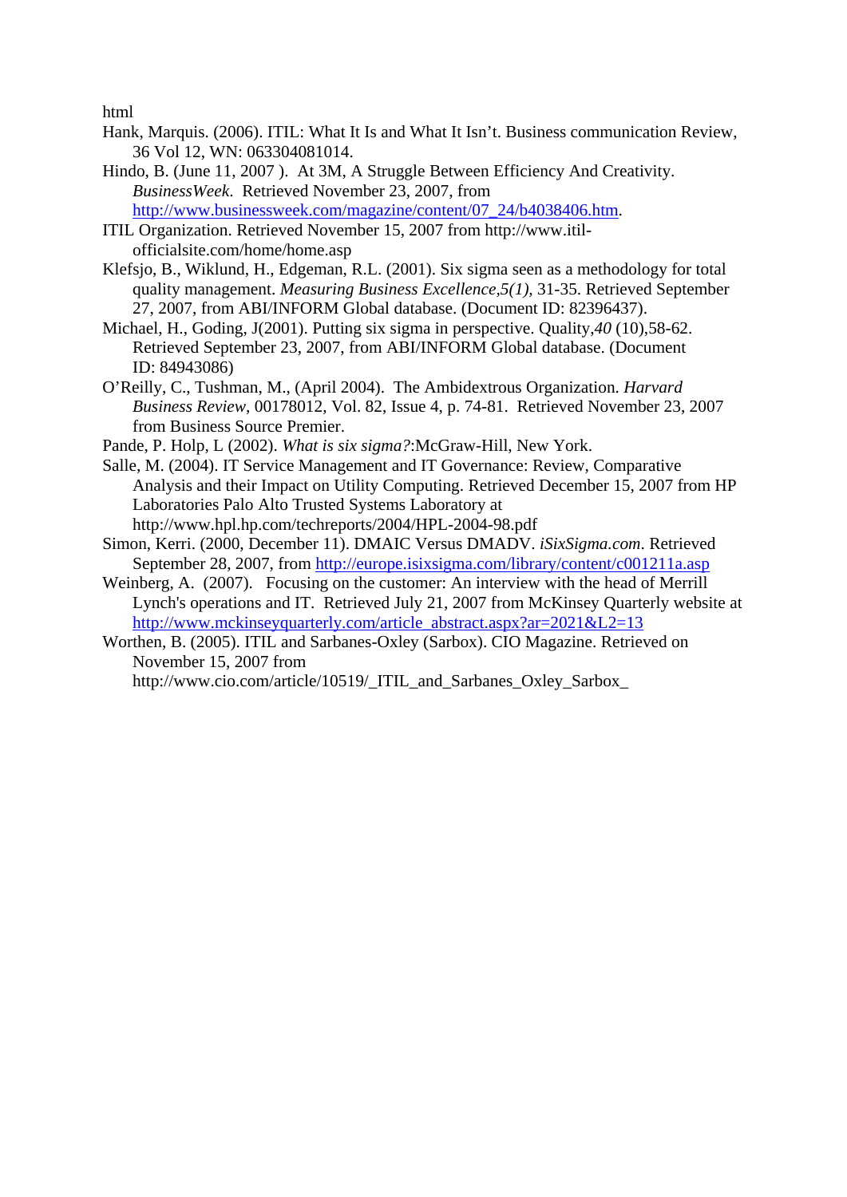html

Hank, Marquis. (2006). ITIL: What It Is and What It Isn't. Business communication Review, 36 Vol 12, WN: 063304081014.

Hindo, B. (June 11, 2007 ). At 3M, A Struggle Between Efficiency And Creativity. *BusinessWeek*. Retrieved November 23, 2007, from http://www.businessweek.com/magazine/content/07_24/b4038406.htm.

ITIL Organization. Retrieved November 15, 2007 from http://www.itil-officialsite.com/home/home.asp

Klefsjo, B., Wiklund, H., Edgeman, R.L. (2001). Six sigma seen as a methodology for total quality management. *Measuring Business Excellence,5(1),* 31-35. Retrieved September 27, 2007, from ABI/INFORM Global database. (Document ID: 82396437).

Michael, H., Goding, J(2001). Putting six sigma in perspective. Quality,*40* (10),58-62. Retrieved September 23, 2007, from ABI/INFORM Global database. (Document ID: 84943086)

O'Reilly, C., Tushman, M., (April 2004). The Ambidextrous Organization. *Harvard Business Review*, 00178012, Vol. 82, Issue 4, p. 74-81. Retrieved November 23, 2007 from Business Source Premier.

Pande, P. Holp, L (2002). *What is six sigma?*:McGraw-Hill, New York.

Salle, M. (2004). IT Service Management and IT Governance: Review, Comparative Analysis and their Impact on Utility Computing. Retrieved December 15, 2007 from HP Laboratories Palo Alto Trusted Systems Laboratory at http://www.hpl.hp.com/techreports/2004/HPL-2004-98.pdf

Simon, Kerri. (2000, December 11). DMAIC Versus DMADV. *iSixSigma.com*. Retrieved September 28, 2007, from http://europe.isixsigma.com/library/content/c001211a.asp

Weinberg, A. (2007). Focusing on the customer: An interview with the head of Merrill Lynch's operations and IT. Retrieved July 21, 2007 from McKinsey Quarterly website at http://www.mckinseyquarterly.com/article_abstract.aspx?ar=2021&L2=13

Worthen, B. (2005). ITIL and Sarbanes-Oxley (Sarbox). CIO Magazine. Retrieved on November 15, 2007 from http://www.cio.com/article/10519/_ITIL_and_Sarbanes_Oxley_Sarbox_